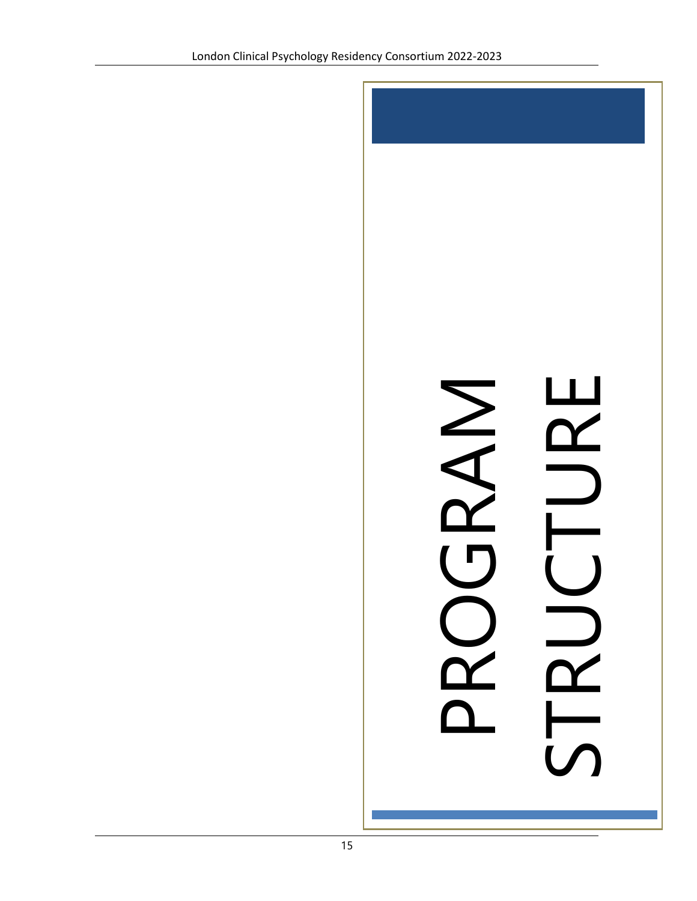# PROGRAM STRUCTURE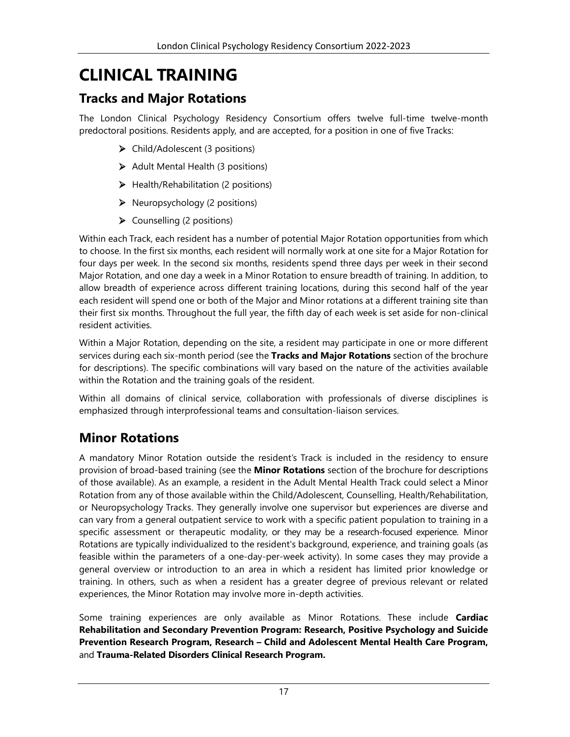# CLINICAL TRAINING

## Tracks and Major Rotations

The London Clinical Psychology Residency Consortium offers twelve full-time twelve-month predoctoral positions. Residents apply, and are accepted, for a position in one of five Tracks:

- Child/Adolescent (3 positions)
- Adult Mental Health (3 positions)
- Health/Rehabilitation (2 positions)
- Neuropsychology (2 positions)
- Counselling (2 positions)

Within each Track, each resident has a number of potential Major Rotation opportunities from which to choose. In the first six months, each resident will normally work at one site for a Major Rotation for four days per week. In the second six months, residents spend three days per week in their second Major Rotation, and one day a week in a Minor Rotation to ensure breadth of training. In addition, to allow breadth of experience across different training locations, during this second half of the year each resident will spend one or both of the Major and Minor rotations at a different training site than their first six months. Throughout the full year, the fifth day of each week is set aside for non-clinical resident activities.

Within a Major Rotation, depending on the site, a resident may participate in one or more different services during each six-month period (see the **Tracks and Major Rotations** section of the brochure for descriptions). The specific combinations will vary based on the nature of the activities available within the Rotation and the training goals of the resident.

Within all domains of clinical service, collaboration with professionals of diverse disciplines is emphasized through interprofessional teams and consultation-liaison services.

## Minor Rotations

A mandatory Minor Rotation outside the resident's Track is included in the residency to ensure provision of broad-based training (see the **Minor Rotations** section of the brochure for descriptions of those available). As an example, a resident in the Adult Mental Health Track could select a Minor Rotation from any of those available within the Child/Adolescent, Counselling, Health/Rehabilitation, or Neuropsychology Tracks. They generally involve one supervisor but experiences are diverse and can vary from a general outpatient service to work with a specific patient population to training in a specific assessment or therapeutic modality, or they may be a research-focused experience. Minor Rotations are typically individualized to the resident's background, experience, and training goals (as feasible within the parameters of a one-day-per-week activity). In some cases they may provide a general overview or introduction to an area in which a resident has limited prior knowledge or training. In others, such as when a resident has a greater degree of previous relevant or related experiences, the Minor Rotation may involve more in-depth activities.

Some training experiences are only available as Minor Rotations. These include **Cardiac Rehabilitation and Secondary Prevention Program: Research, Positive Psychology and Suicide Prevention Research Program, Research – Child and Adolescent Mental Health Care Program,** and **Trauma-Related Disorders Clinical Research Program.**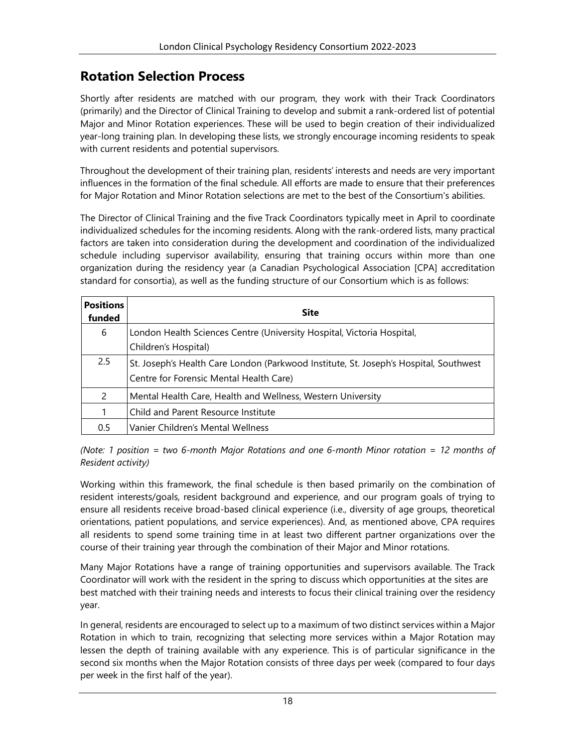## Rotation Selection Process

Shortly after residents are matched with our program, they work with their Track Coordinators (primarily) and the Director of Clinical Training to develop and submit a rank-ordered list of potential Major and Minor Rotation experiences. These will be used to begin creation of their individualized year-long training plan. In developing these lists, we strongly encourage incoming residents to speak with current residents and potential supervisors.

Throughout the development of their training plan, residents' interests and needs are very important influences in the formation of the final schedule. All efforts are made to ensure that their preferences for Major Rotation and Minor Rotation selections are met to the best of the Consortium's abilities.

The Director of Clinical Training and the five Track Coordinators typically meet in April to coordinate individualized schedules for the incoming residents. Along with the rank-ordered lists, many practical factors are taken into consideration during the development and coordination of the individualized schedule including supervisor availability, ensuring that training occurs within more than one organization during the residency year (a Canadian Psychological Association [CPA] accreditation standard for consortia), as well as the funding structure of our Consortium which is as follows:

| Positions funded | Site |
|---|---|
| 6 | London Health Sciences Centre (University Hospital, Victoria Hospital, Children's Hospital) |
| 2.5 | St. Joseph's Health Care London (Parkwood Institute, St. Joseph's Hospital, Southwest Centre for Forensic Mental Health Care) |
| 2 | Mental Health Care, Health and Wellness, Western University |
| 1 | Child and Parent Resource Institute |
| 0.5 | Vanier Children's Mental Wellness |

*(Note: 1 position = two 6-month Major Rotations and one 6-month Minor rotation = 12 months of Resident activity)*

Working within this framework, the final schedule is then based primarily on the combination of resident interests/goals, resident background and experience, and our program goals of trying to ensure all residents receive broad-based clinical experience (i.e., diversity of age groups, theoretical orientations, patient populations, and service experiences). And, as mentioned above, CPA requires all residents to spend some training time in at least two different partner organizations over the course of their training year through the combination of their Major and Minor rotations.

Many Major Rotations have a range of training opportunities and supervisors available. The Track Coordinator will work with the resident in the spring to discuss which opportunities at the sites are best matched with their training needs and interests to focus their clinical training over the residency year.

In general, residents are encouraged to select up to a maximum of two distinct services within a Major Rotation in which to train, recognizing that selecting more services within a Major Rotation may lessen the depth of training available with any experience. This is of particular significance in the second six months when the Major Rotation consists of three days per week (compared to four days per week in the first half of the year).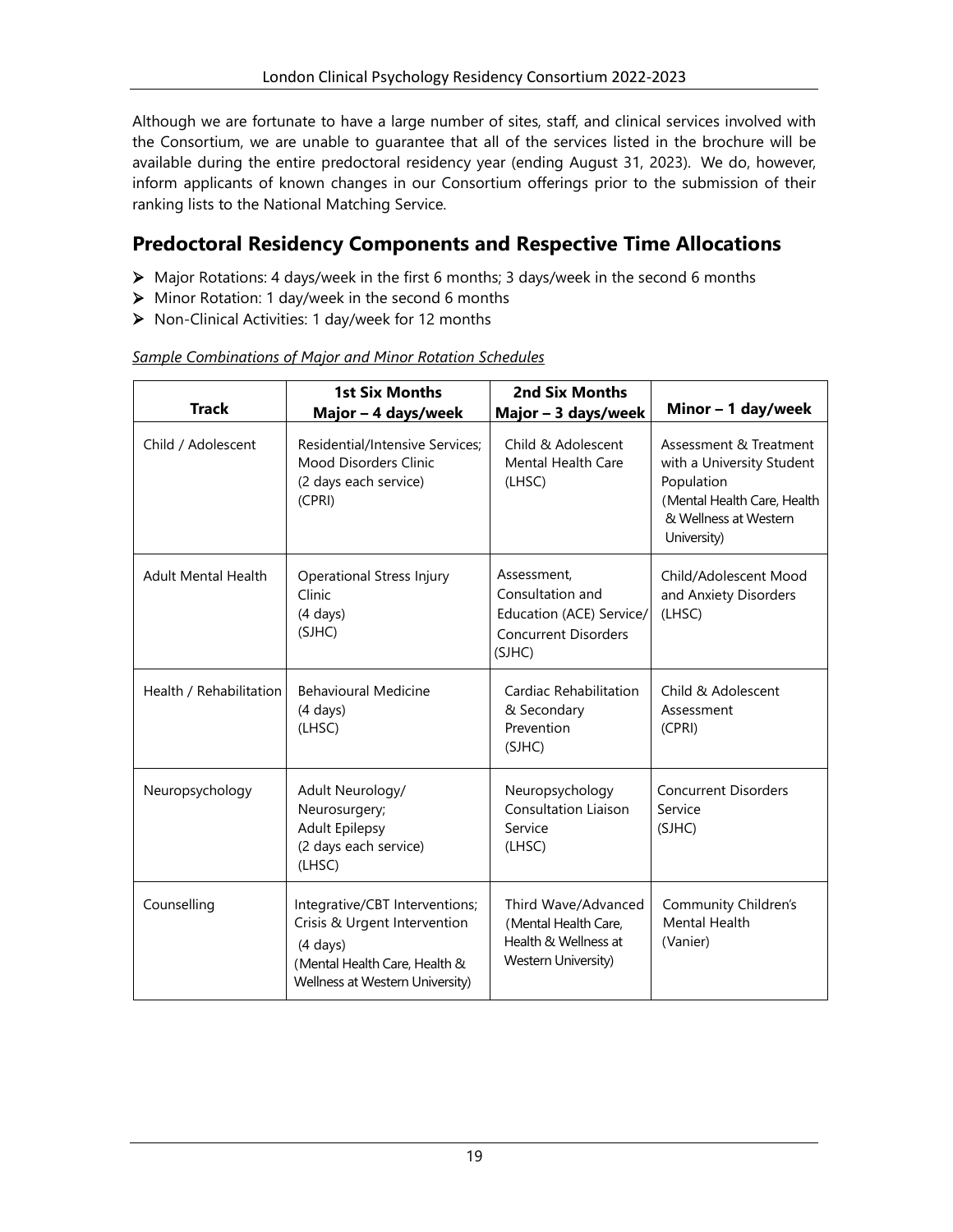Although we are fortunate to have a large number of sites, staff, and clinical services involved with the Consortium, we are unable to guarantee that all of the services listed in the brochure will be available during the entire predoctoral residency year (ending August 31, 2023). We do, however, inform applicants of known changes in our Consortium offerings prior to the submission of their ranking lists to the National Matching Service.

## Predoctoral Residency Components and Respective Time Allocations

- Major Rotations: 4 days/week in the first 6 months; 3 days/week in the second 6 months
- Minor Rotation: 1 day/week in the second 6 months
- Non-Clinical Activities: 1 day/week for 12 months

*Sample Combinations of Major and Minor Rotation Schedules*

| Track | 1st Six Months Major – 4 days/week | 2nd Six Months Major – 3 days/week | Minor – 1 day/week |
|---|---|---|---|
| Child / Adolescent | Residential/Intensive Services; Mood Disorders Clinic (2 days each service) (CPRI) | Child & Adolescent Mental Health Care (LHSC) | Assessment & Treatment with a University Student Population (Mental Health Care, Health & Wellness at Western University) |
| Adult Mental Health | Operational Stress Injury Clinic (4 days) (SJHC) | Assessment, Consultation and Education (ACE) Service/ Concurrent Disorders (SJHC) | Child/Adolescent Mood and Anxiety Disorders (LHSC) |
| Health / Rehabilitation | Behavioural Medicine (4 days) (LHSC) | Cardiac Rehabilitation & Secondary Prevention (SJHC) | Child & Adolescent Assessment (CPRI) |
| Neuropsychology | Adult Neurology/ Neurosurgery; Adult Epilepsy (2 days each service) (LHSC) | Neuropsychology Consultation Liaison Service (LHSC) | Concurrent Disorders Service (SJHC) |
| Counselling | Integrative/CBT Interventions; Crisis & Urgent Intervention (4 days) (Mental Health Care, Health & Wellness at Western University) | Third Wave/Advanced (Mental Health Care, Health & Wellness at Western University) | Community Children's Mental Health (Vanier) |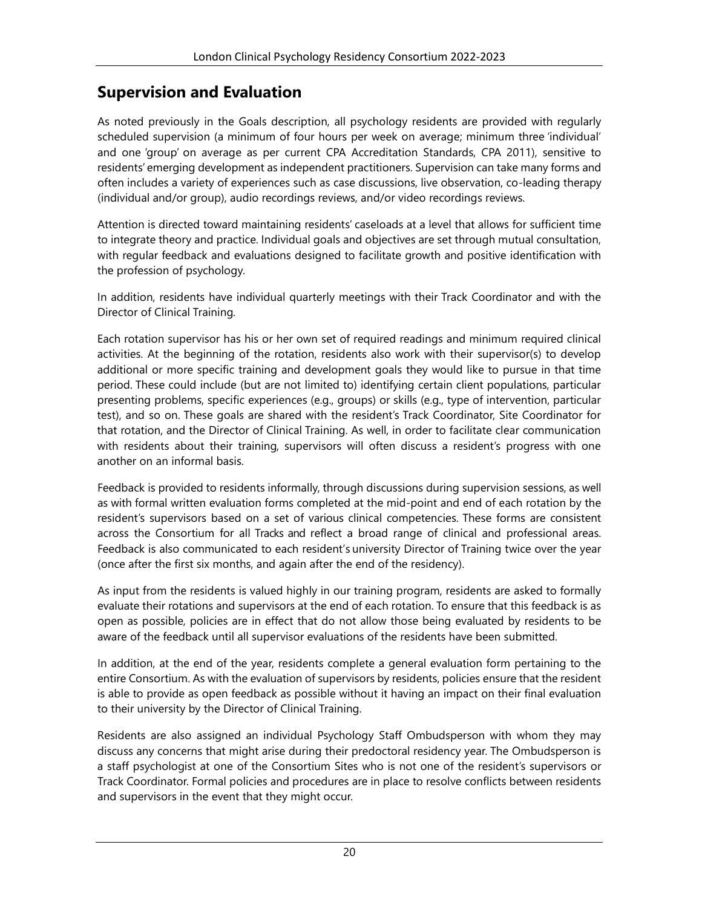## Supervision and Evaluation

As noted previously in the Goals description, all psychology residents are provided with regularly scheduled supervision (a minimum of four hours per week on average; minimum three 'individual' and one 'group' on average as per current CPA Accreditation Standards, CPA 2011), sensitive to residents' emerging development as independent practitioners. Supervision can take many forms and often includes a variety of experiences such as case discussions, live observation, co-leading therapy (individual and/or group), audio recordings reviews, and/or video recordings reviews.

Attention is directed toward maintaining residents' caseloads at a level that allows for sufficient time to integrate theory and practice. Individual goals and objectives are set through mutual consultation, with regular feedback and evaluations designed to facilitate growth and positive identification with the profession of psychology.

In addition, residents have individual quarterly meetings with their Track Coordinator and with the Director of Clinical Training.

Each rotation supervisor has his or her own set of required readings and minimum required clinical activities. At the beginning of the rotation, residents also work with their supervisor(s) to develop additional or more specific training and development goals they would like to pursue in that time period. These could include (but are not limited to) identifying certain client populations, particular presenting problems, specific experiences (e.g., groups) or skills (e.g., type of intervention, particular test), and so on. These goals are shared with the resident's Track Coordinator, Site Coordinator for that rotation, and the Director of Clinical Training. As well, in order to facilitate clear communication with residents about their training, supervisors will often discuss a resident's progress with one another on an informal basis.

Feedback is provided to residents informally, through discussions during supervision sessions, as well as with formal written evaluation forms completed at the mid-point and end of each rotation by the resident's supervisors based on a set of various clinical competencies. These forms are consistent across the Consortium for all Tracks and reflect a broad range of clinical and professional areas. Feedback is also communicated to each resident's university Director of Training twice over the year (once after the first six months, and again after the end of the residency).

As input from the residents is valued highly in our training program, residents are asked to formally evaluate their rotations and supervisors at the end of each rotation. To ensure that this feedback is as open as possible, policies are in effect that do not allow those being evaluated by residents to be aware of the feedback until all supervisor evaluations of the residents have been submitted.

In addition, at the end of the year, residents complete a general evaluation form pertaining to the entire Consortium. As with the evaluation of supervisors by residents, policies ensure that the resident is able to provide as open feedback as possible without it having an impact on their final evaluation to their university by the Director of Clinical Training.

Residents are also assigned an individual Psychology Staff Ombudsperson with whom they may discuss any concerns that might arise during their predoctoral residency year. The Ombudsperson is a staff psychologist at one of the Consortium Sites who is not one of the resident's supervisors or Track Coordinator. Formal policies and procedures are in place to resolve conflicts between residents and supervisors in the event that they might occur.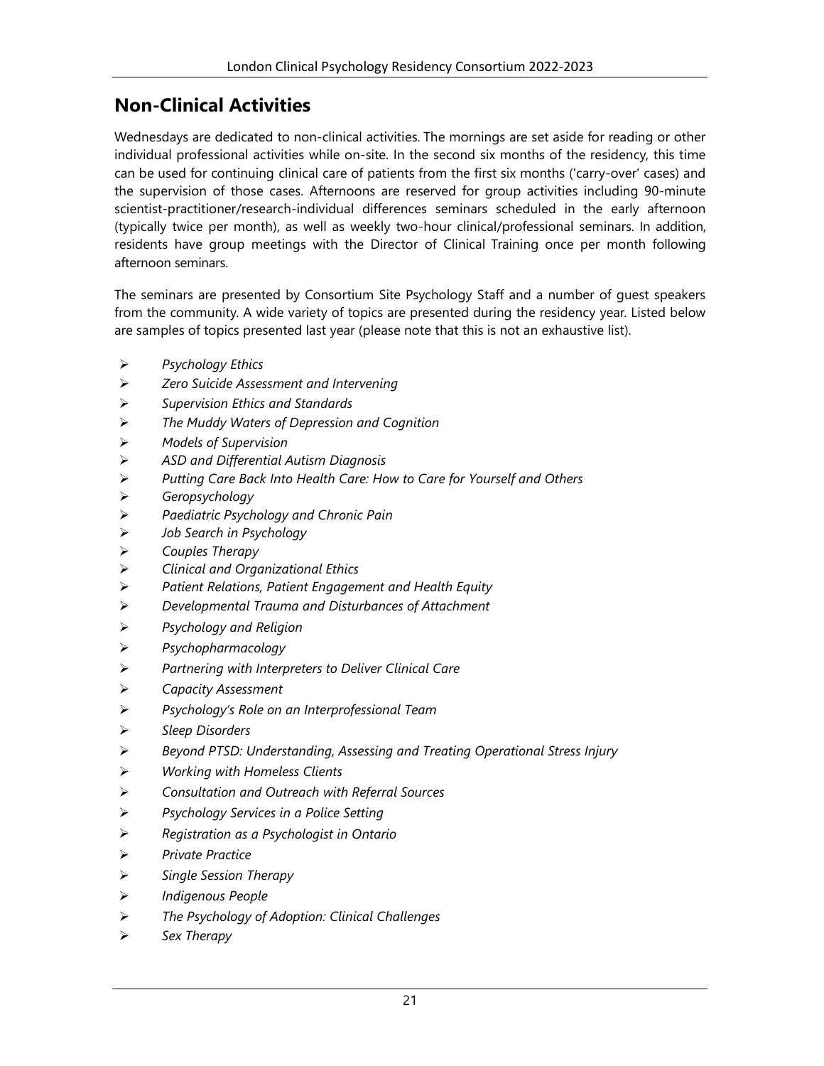## Non-Clinical Activities

Wednesdays are dedicated to non-clinical activities. The mornings are set aside for reading or other individual professional activities while on-site. In the second six months of the residency, this time can be used for continuing clinical care of patients from the first six months ('carry-over' cases) and the supervision of those cases. Afternoons are reserved for group activities including 90-minute scientist-practitioner/research-individual differences seminars scheduled in the early afternoon (typically twice per month), as well as weekly two-hour clinical/professional seminars. In addition, residents have group meetings with the Director of Clinical Training once per month following afternoon seminars.

The seminars are presented by Consortium Site Psychology Staff and a number of guest speakers from the community. A wide variety of topics are presented during the residency year. Listed below are samples of topics presented last year (please note that this is not an exhaustive list).

- *Psychology Ethics*
- *Zero Suicide Assessment and Intervening*
- *Supervision Ethics and Standards*
- *The Muddy Waters of Depression and Cognition*
- *Models of Supervision*
- *ASD and Differential Autism Diagnosis*
- *Putting Care Back Into Health Care: How to Care for Yourself and Others*
- *Geropsychology*
- *Paediatric Psychology and Chronic Pain*
- *Job Search in Psychology*
- *Couples Therapy*
- *Clinical and Organizational Ethics*
- *Patient Relations, Patient Engagement and Health Equity*
- *Developmental Trauma and Disturbances of Attachment*
- *Psychology and Religion*
- *Psychopharmacology*
- *Partnering with Interpreters to Deliver Clinical Care*
- *Capacity Assessment*
- *Psychology's Role on an Interprofessional Team*
- *Sleep Disorders*
- *Beyond PTSD: Understanding, Assessing and Treating Operational Stress Injury*
- *Working with Homeless Clients*
- *Consultation and Outreach with Referral Sources*
- *Psychology Services in a Police Setting*
- *Registration as a Psychologist in Ontario*
- *Private Practice*
- *Single Session Therapy*
- *Indigenous People*
- *The Psychology of Adoption: Clinical Challenges*
- *Sex Therapy*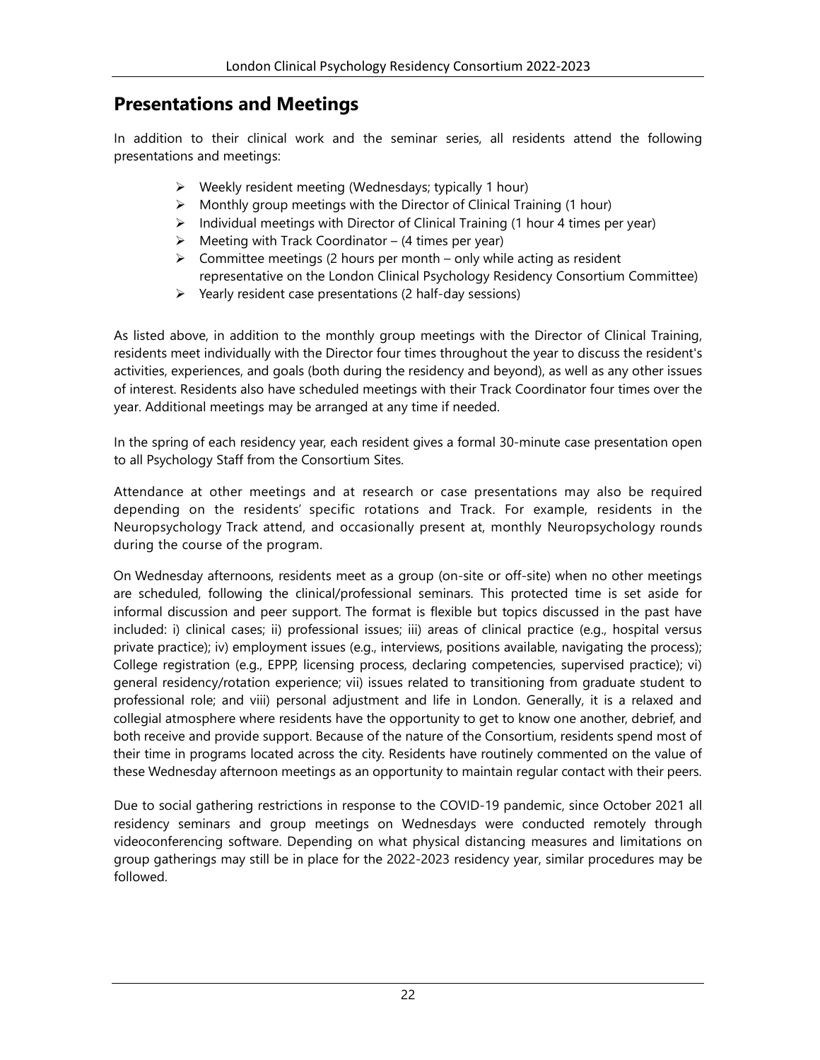## Presentations and Meetings

In addition to their clinical work and the seminar series, all residents attend the following presentations and meetings:

- Weekly resident meeting (Wednesdays; typically 1 hour)
- Monthly group meetings with the Director of Clinical Training (1 hour)
- Individual meetings with Director of Clinical Training (1 hour 4 times per year)
- Meeting with Track Coordinator – (4 times per year)
- Committee meetings (2 hours per month – only while acting as resident representative on the London Clinical Psychology Residency Consortium Committee)
- Yearly resident case presentations (2 half-day sessions)

As listed above, in addition to the monthly group meetings with the Director of Clinical Training, residents meet individually with the Director four times throughout the year to discuss the resident's activities, experiences, and goals (both during the residency and beyond), as well as any other issues of interest. Residents also have scheduled meetings with their Track Coordinator four times over the year. Additional meetings may be arranged at any time if needed.

In the spring of each residency year, each resident gives a formal 30-minute case presentation open to all Psychology Staff from the Consortium Sites.

Attendance at other meetings and at research or case presentations may also be required depending on the residents' specific rotations and Track. For example, residents in the Neuropsychology Track attend, and occasionally present at, monthly Neuropsychology rounds during the course of the program.

On Wednesday afternoons, residents meet as a group (on-site or off-site) when no other meetings are scheduled, following the clinical/professional seminars. This protected time is set aside for informal discussion and peer support. The format is flexible but topics discussed in the past have included: i) clinical cases; ii) professional issues; iii) areas of clinical practice (e.g., hospital versus private practice); iv) employment issues (e.g., interviews, positions available, navigating the process); College registration (e.g., EPPP, licensing process, declaring competencies, supervised practice); vi) general residency/rotation experience; vii) issues related to transitioning from graduate student to professional role; and viii) personal adjustment and life in London. Generally, it is a relaxed and collegial atmosphere where residents have the opportunity to get to know one another, debrief, and both receive and provide support. Because of the nature of the Consortium, residents spend most of their time in programs located across the city. Residents have routinely commented on the value of these Wednesday afternoon meetings as an opportunity to maintain regular contact with their peers.

Due to social gathering restrictions in response to the COVID-19 pandemic, since October 2021 all residency seminars and group meetings on Wednesdays were conducted remotely through videoconferencing software. Depending on what physical distancing measures and limitations on group gatherings may still be in place for the 2022-2023 residency year, similar procedures may be followed.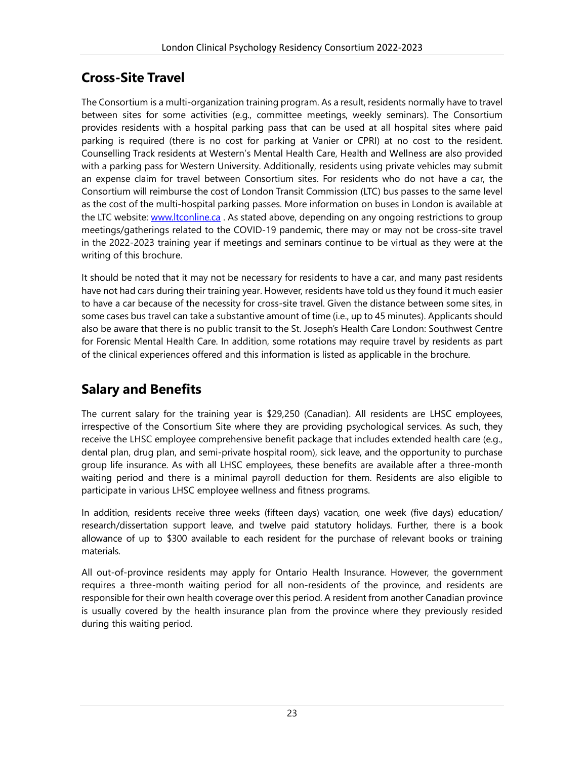## Cross-Site Travel

The Consortium is a multi-organization training program. As a result, residents normally have to travel between sites for some activities (e.g., committee meetings, weekly seminars). The Consortium provides residents with a hospital parking pass that can be used at all hospital sites where paid parking is required (there is no cost for parking at Vanier or CPRI) at no cost to the resident. Counselling Track residents at Western's Mental Health Care, Health and Wellness are also provided with a parking pass for Western University. Additionally, residents using private vehicles may submit an expense claim for travel between Consortium sites. For residents who do not have a car, the Consortium will reimburse the cost of London Transit Commission (LTC) bus passes to the same level as the cost of the multi-hospital parking passes. More information on buses in London is available at the LTC website: [www.ltconline.ca](http://www.ltconline.ca) . As stated above, depending on any ongoing restrictions to group meetings/gatherings related to the COVID-19 pandemic, there may or may not be cross-site travel in the 2022-2023 training year if meetings and seminars continue to be virtual as they were at the writing of this brochure.

It should be noted that it may not be necessary for residents to have a car, and many past residents have not had cars during their training year. However, residents have told us they found it much easier to have a car because of the necessity for cross-site travel. Given the distance between some sites, in some cases bus travel can take a substantive amount of time (i.e., up to 45 minutes). Applicants should also be aware that there is no public transit to the St. Joseph's Health Care London: Southwest Centre for Forensic Mental Health Care. In addition, some rotations may require travel by residents as part of the clinical experiences offered and this information is listed as applicable in the brochure.

## Salary and Benefits

The current salary for the training year is $29,250 (Canadian). All residents are LHSC employees, irrespective of the Consortium Site where they are providing psychological services. As such, they receive the LHSC employee comprehensive benefit package that includes extended health care (e.g., dental plan, drug plan, and semi-private hospital room), sick leave, and the opportunity to purchase group life insurance. As with all LHSC employees, these benefits are available after a three-month waiting period and there is a minimal payroll deduction for them. Residents are also eligible to participate in various LHSC employee wellness and fitness programs.

In addition, residents receive three weeks (fifteen days) vacation, one week (five days) education/ research/dissertation support leave, and twelve paid statutory holidays. Further, there is a book allowance of up to $300 available to each resident for the purchase of relevant books or training materials.

All out-of-province residents may apply for Ontario Health Insurance. However, the government requires a three-month waiting period for all non-residents of the province, and residents are responsible for their own health coverage over this period. A resident from another Canadian province is usually covered by the health insurance plan from the province where they previously resided during this waiting period.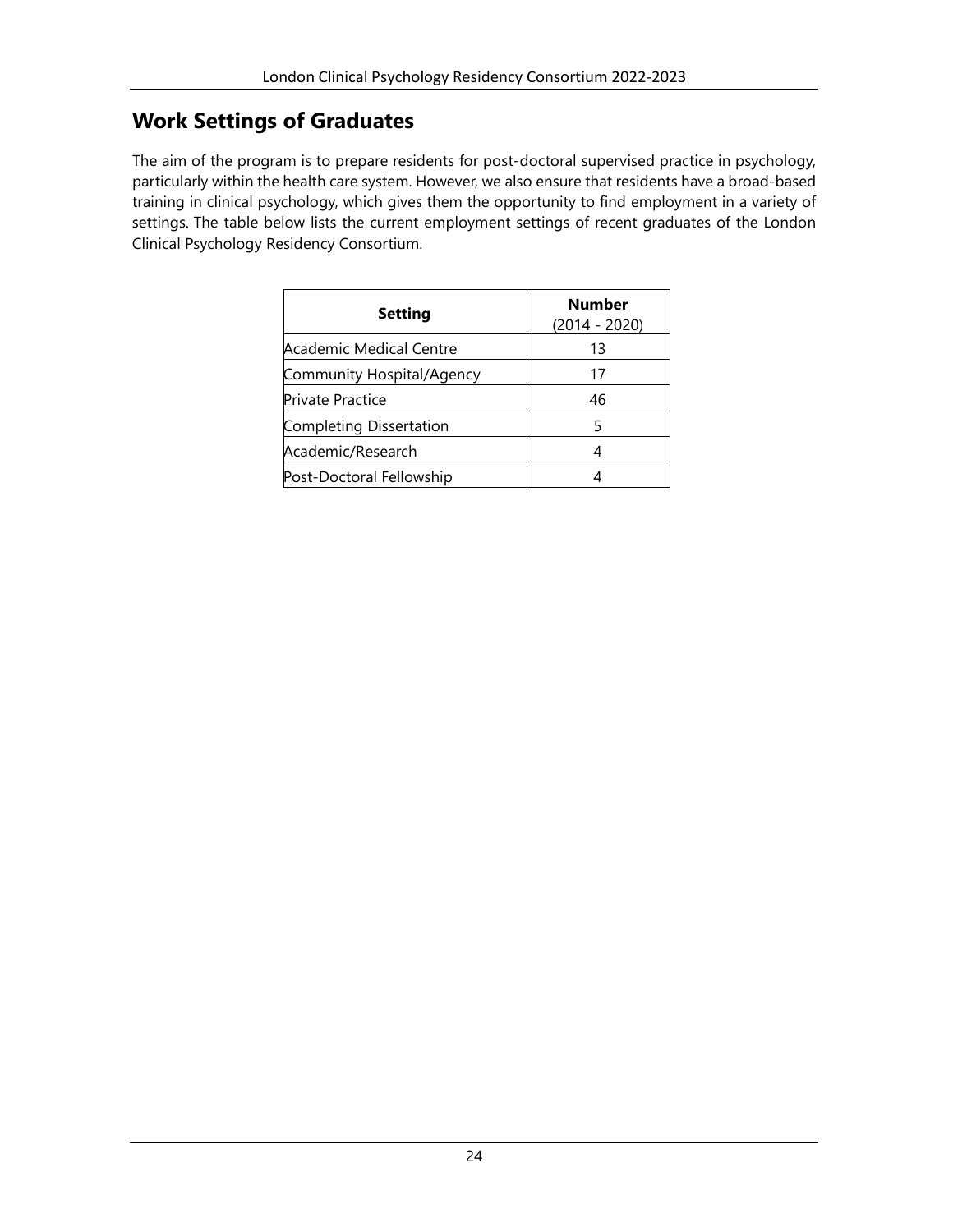## Work Settings of Graduates

The aim of the program is to prepare residents for post-doctoral supervised practice in psychology, particularly within the health care system. However, we also ensure that residents have a broad-based training in clinical psychology, which gives them the opportunity to find employment in a variety of settings. The table below lists the current employment settings of recent graduates of the London Clinical Psychology Residency Consortium.

| Setting | Number (2014 - 2020) |
|---|---|
| Academic Medical Centre | 13 |
| Community Hospital/Agency | 17 |
| Private Practice | 46 |
| Completing Dissertation | 5 |
| Academic/Research | 4 |
| Post-Doctoral Fellowship | 4 |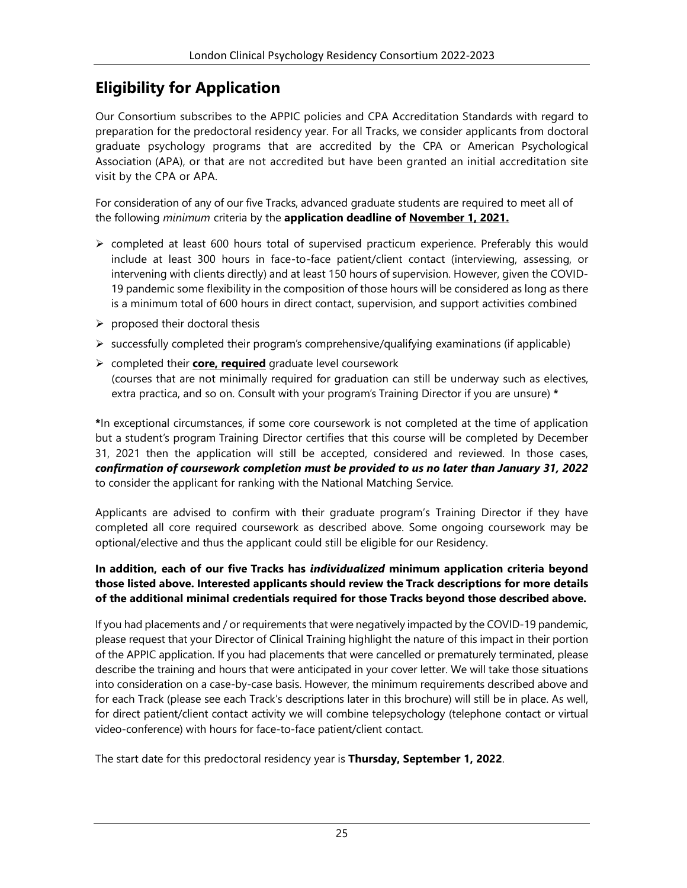## Eligibility for Application

Our Consortium subscribes to the APPIC policies and CPA Accreditation Standards with regard to preparation for the predoctoral residency year. For all Tracks, we consider applicants from doctoral graduate psychology programs that are accredited by the CPA or American Psychological Association (APA), or that are not accredited but have been granted an initial accreditation site visit by the CPA or APA.

For consideration of any of our five Tracks, advanced graduate students are required to meet all of the following *minimum* criteria by the **application deadline of <u>November 1, 2021.</u>**

- completed at least 600 hours total of supervised practicum experience. Preferably this would include at least 300 hours in face-to-face patient/client contact (interviewing, assessing, or intervening with clients directly) and at least 150 hours of supervision. However, given the COVID-19 pandemic some flexibility in the composition of those hours will be considered as long as there is a minimum total of 600 hours in direct contact, supervision, and support activities combined
- proposed their doctoral thesis
- successfully completed their program's comprehensive/qualifying examinations (if applicable)
- completed their **<u>core, required</u>** graduate level coursework
  (courses that are not minimally required for graduation can still be underway such as electives, extra practica, and so on. Consult with your program's Training Director if you are unsure) *****

*****In exceptional circumstances, if some core coursework is not completed at the time of application but a student's program Training Director certifies that this course will be completed by December 31, 2021 then the application will still be accepted, considered and reviewed. In those cases, ***confirmation of coursework completion must be provided to us no later than January 31, 2022*** to consider the applicant for ranking with the National Matching Service.

Applicants are advised to confirm with their graduate program's Training Director if they have completed all core required coursework as described above. Some ongoing coursework may be optional/elective and thus the applicant could still be eligible for our Residency.

**In addition, each of our five Tracks has *individualized* minimum application criteria beyond those listed above. Interested applicants should review the Track descriptions for more details of the additional minimal credentials required for those Tracks beyond those described above.**

If you had placements and / or requirements that were negatively impacted by the COVID-19 pandemic, please request that your Director of Clinical Training highlight the nature of this impact in their portion of the APPIC application. If you had placements that were cancelled or prematurely terminated, please describe the training and hours that were anticipated in your cover letter. We will take those situations into consideration on a case-by-case basis. However, the minimum requirements described above and for each Track (please see each Track's descriptions later in this brochure) will still be in place. As well, for direct patient/client contact activity we will combine telepsychology (telephone contact or virtual video-conference) with hours for face-to-face patient/client contact.

The start date for this predoctoral residency year is **Thursday, September 1, 2022**.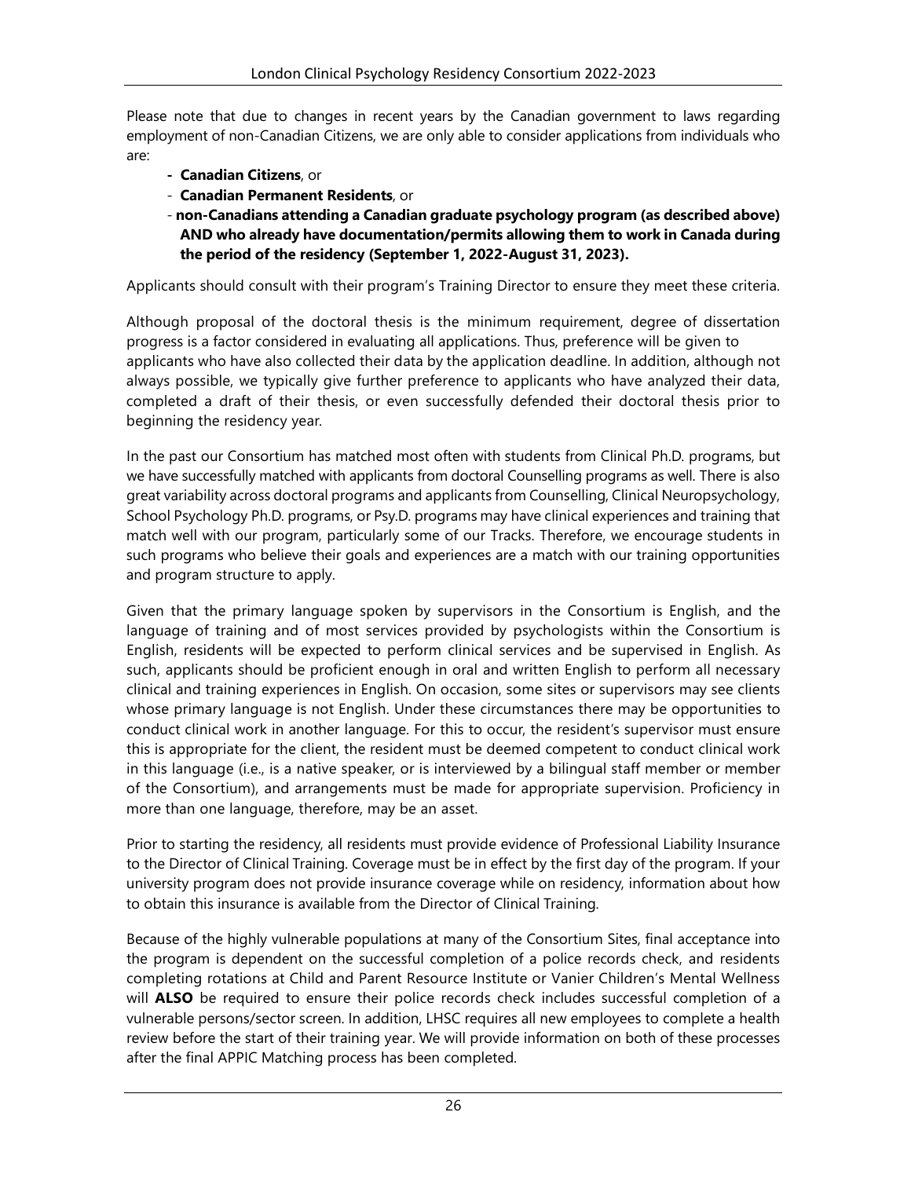Please note that due to changes in recent years by the Canadian government to laws regarding employment of non-Canadian Citizens, we are only able to consider applications from individuals who are:

- **Canadian Citizens**, or
- **Canadian Permanent Residents**, or
- **non-Canadians attending a Canadian graduate psychology program (as described above) AND who already have documentation/permits allowing them to work in Canada during the period of the residency (September 1, 2022-August 31, 2023).**

Applicants should consult with their program's Training Director to ensure they meet these criteria.

Although proposal of the doctoral thesis is the minimum requirement, degree of dissertation progress is a factor considered in evaluating all applications. Thus, preference will be given to applicants who have also collected their data by the application deadline. In addition, although not always possible, we typically give further preference to applicants who have analyzed their data, completed a draft of their thesis, or even successfully defended their doctoral thesis prior to beginning the residency year.

In the past our Consortium has matched most often with students from Clinical Ph.D. programs, but we have successfully matched with applicants from doctoral Counselling programs as well. There is also great variability across doctoral programs and applicants from Counselling, Clinical Neuropsychology, School Psychology Ph.D. programs, or Psy.D. programs may have clinical experiences and training that match well with our program, particularly some of our Tracks. Therefore, we encourage students in such programs who believe their goals and experiences are a match with our training opportunities and program structure to apply.

Given that the primary language spoken by supervisors in the Consortium is English, and the language of training and of most services provided by psychologists within the Consortium is English, residents will be expected to perform clinical services and be supervised in English. As such, applicants should be proficient enough in oral and written English to perform all necessary clinical and training experiences in English. On occasion, some sites or supervisors may see clients whose primary language is not English. Under these circumstances there may be opportunities to conduct clinical work in another language. For this to occur, the resident's supervisor must ensure this is appropriate for the client, the resident must be deemed competent to conduct clinical work in this language (i.e., is a native speaker, or is interviewed by a bilingual staff member or member of the Consortium), and arrangements must be made for appropriate supervision. Proficiency in more than one language, therefore, may be an asset.

Prior to starting the residency, all residents must provide evidence of Professional Liability Insurance to the Director of Clinical Training. Coverage must be in effect by the first day of the program. If your university program does not provide insurance coverage while on residency, information about how to obtain this insurance is available from the Director of Clinical Training.

Because of the highly vulnerable populations at many of the Consortium Sites, final acceptance into the program is dependent on the successful completion of a police records check, and residents completing rotations at Child and Parent Resource Institute or Vanier Children's Mental Wellness will **ALSO** be required to ensure their police records check includes successful completion of a vulnerable persons/sector screen. In addition, LHSC requires all new employees to complete a health review before the start of their training year. We will provide information on both of these processes after the final APPIC Matching process has been completed.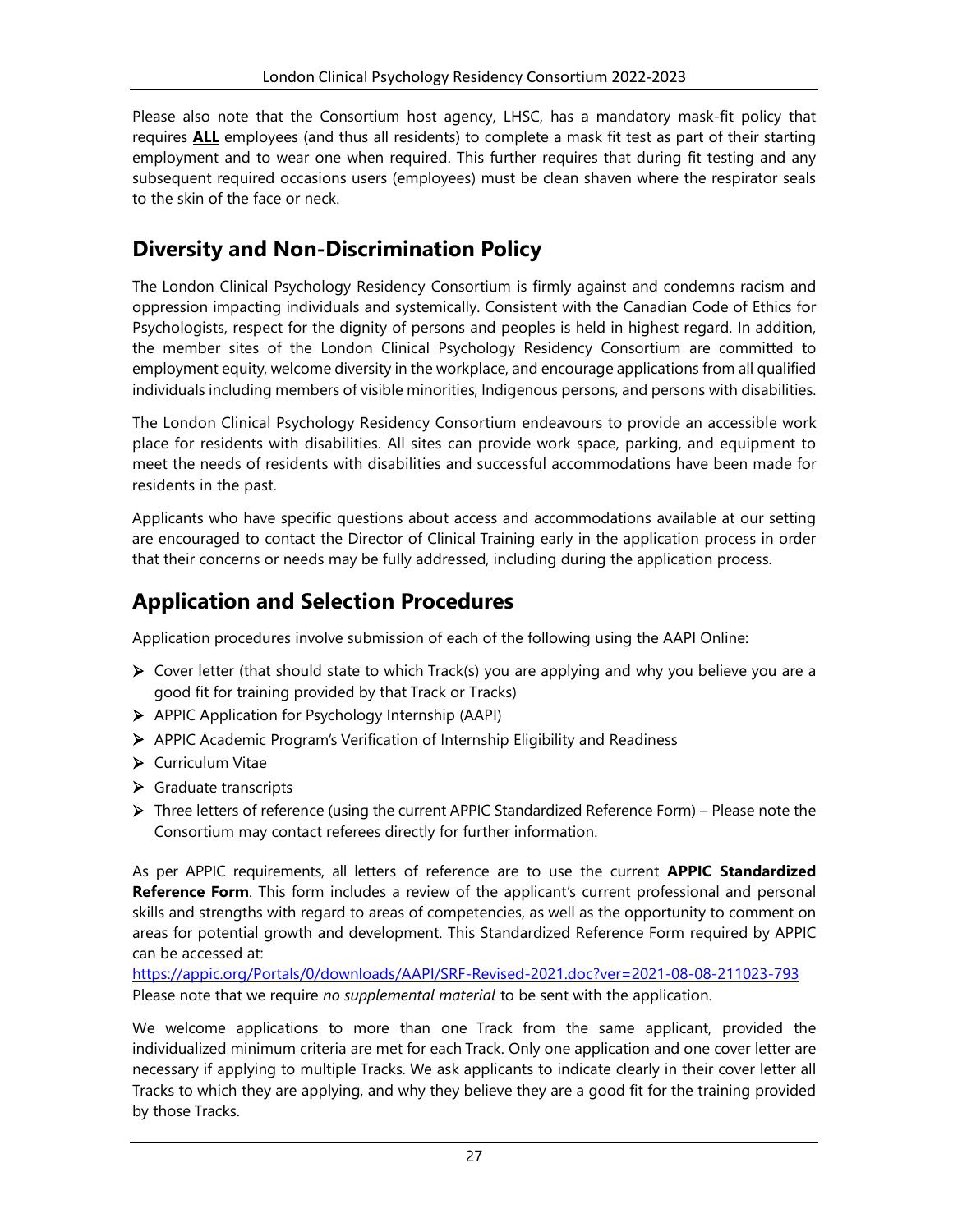Please also note that the Consortium host agency, LHSC, has a mandatory mask-fit policy that requires **ALL** employees (and thus all residents) to complete a mask fit test as part of their starting employment and to wear one when required. This further requires that during fit testing and any subsequent required occasions users (employees) must be clean shaven where the respirator seals to the skin of the face or neck.

## Diversity and Non-Discrimination Policy

The London Clinical Psychology Residency Consortium is firmly against and condemns racism and oppression impacting individuals and systemically. Consistent with the Canadian Code of Ethics for Psychologists, respect for the dignity of persons and peoples is held in highest regard. In addition, the member sites of the London Clinical Psychology Residency Consortium are committed to employment equity, welcome diversity in the workplace, and encourage applications from all qualified individuals including members of visible minorities, Indigenous persons, and persons with disabilities.

The London Clinical Psychology Residency Consortium endeavours to provide an accessible work place for residents with disabilities. All sites can provide work space, parking, and equipment to meet the needs of residents with disabilities and successful accommodations have been made for residents in the past.

Applicants who have specific questions about access and accommodations available at our setting are encouraged to contact the Director of Clinical Training early in the application process in order that their concerns or needs may be fully addressed, including during the application process.

## Application and Selection Procedures

Application procedures involve submission of each of the following using the AAPI Online:

- Cover letter (that should state to which Track(s) you are applying and why you believe you are a good fit for training provided by that Track or Tracks)
- APPIC Application for Psychology Internship (AAPI)
- APPIC Academic Program's Verification of Internship Eligibility and Readiness
- Curriculum Vitae
- Graduate transcripts
- Three letters of reference (using the current APPIC Standardized Reference Form) – Please note the Consortium may contact referees directly for further information.

As per APPIC requirements, all letters of reference are to use the current **APPIC Standardized Reference Form**. This form includes a review of the applicant's current professional and personal skills and strengths with regard to areas of competencies, as well as the opportunity to comment on areas for potential growth and development. This Standardized Reference Form required by APPIC can be accessed at:
https://appic.org/Portals/0/downloads/AAPI/SRF-Revised-2021.doc?ver=2021-08-08-211023-793
Please note that we require *no supplemental material* to be sent with the application.

We welcome applications to more than one Track from the same applicant, provided the individualized minimum criteria are met for each Track. Only one application and one cover letter are necessary if applying to multiple Tracks. We ask applicants to indicate clearly in their cover letter all Tracks to which they are applying, and why they believe they are a good fit for the training provided by those Tracks.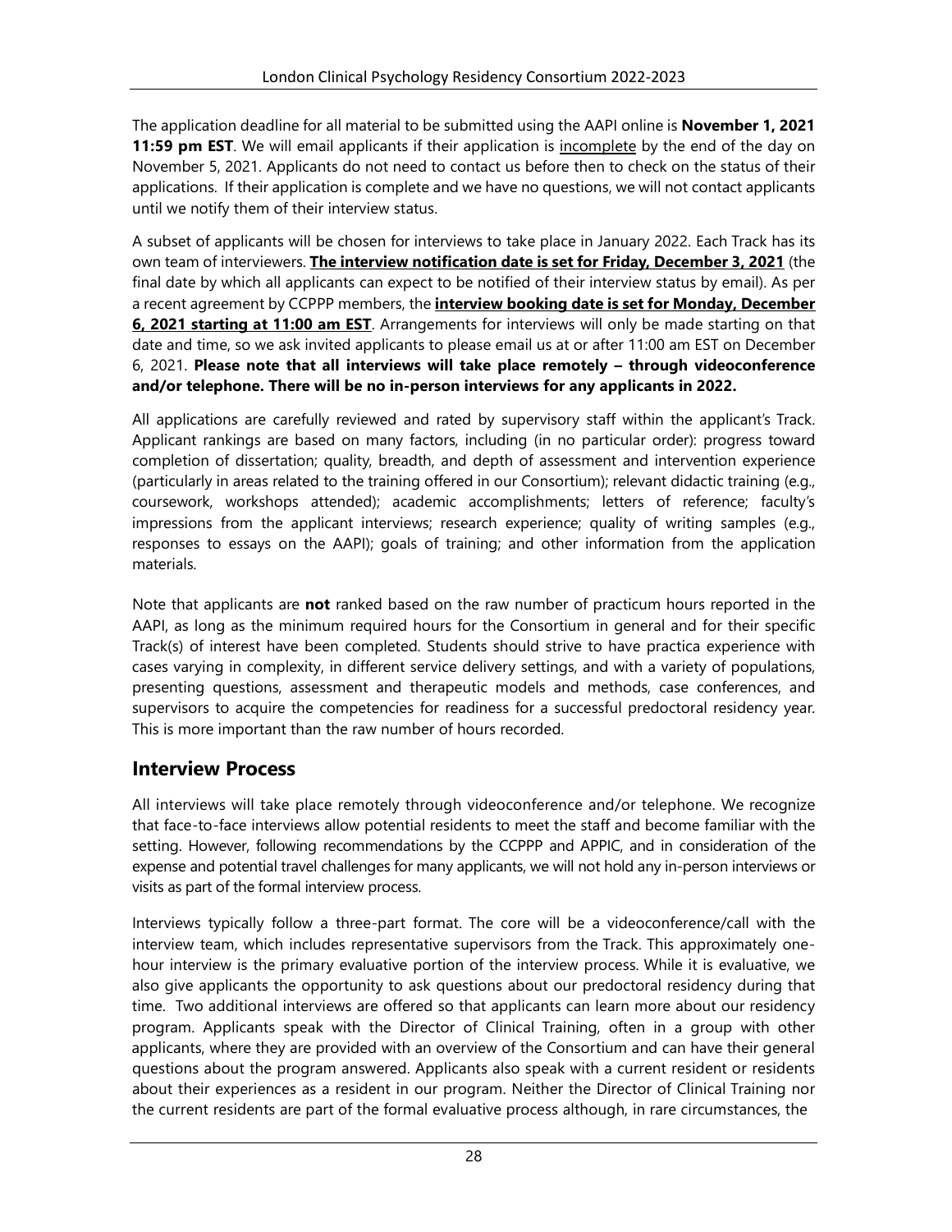The application deadline for all material to be submitted using the AAPI online is **November 1, 2021 11:59 pm EST**. We will email applicants if their application is incomplete by the end of the day on November 5, 2021. Applicants do not need to contact us before then to check on the status of their applications. If their application is complete and we have no questions, we will not contact applicants until we notify them of their interview status.

A subset of applicants will be chosen for interviews to take place in January 2022. Each Track has its own team of interviewers. **The interview notification date is set for Friday, December 3, 2021** (the final date by which all applicants can expect to be notified of their interview status by email). As per a recent agreement by CCPPP members, the **interview booking date is set for Monday, December 6, 2021 starting at 11:00 am EST**. Arrangements for interviews will only be made starting on that date and time, so we ask invited applicants to please email us at or after 11:00 am EST on December 6, 2021. **Please note that all interviews will take place remotely – through videoconference and/or telephone. There will be no in-person interviews for any applicants in 2022.**

All applications are carefully reviewed and rated by supervisory staff within the applicant's Track. Applicant rankings are based on many factors, including (in no particular order): progress toward completion of dissertation; quality, breadth, and depth of assessment and intervention experience (particularly in areas related to the training offered in our Consortium); relevant didactic training (e.g., coursework, workshops attended); academic accomplishments; letters of reference; faculty's impressions from the applicant interviews; research experience; quality of writing samples (e.g., responses to essays on the AAPI); goals of training; and other information from the application materials.

Note that applicants are **not** ranked based on the raw number of practicum hours reported in the AAPI, as long as the minimum required hours for the Consortium in general and for their specific Track(s) of interest have been completed. Students should strive to have practica experience with cases varying in complexity, in different service delivery settings, and with a variety of populations, presenting questions, assessment and therapeutic models and methods, case conferences, and supervisors to acquire the competencies for readiness for a successful predoctoral residency year. This is more important than the raw number of hours recorded.

## Interview Process

All interviews will take place remotely through videoconference and/or telephone. We recognize that face-to-face interviews allow potential residents to meet the staff and become familiar with the setting. However, following recommendations by the CCPPP and APPIC, and in consideration of the expense and potential travel challenges for many applicants, we will not hold any in-person interviews or visits as part of the formal interview process.

Interviews typically follow a three-part format. The core will be a videoconference/call with the interview team, which includes representative supervisors from the Track. This approximately one-hour interview is the primary evaluative portion of the interview process. While it is evaluative, we also give applicants the opportunity to ask questions about our predoctoral residency during that time. Two additional interviews are offered so that applicants can learn more about our residency program. Applicants speak with the Director of Clinical Training, often in a group with other applicants, where they are provided with an overview of the Consortium and can have their general questions about the program answered. Applicants also speak with a current resident or residents about their experiences as a resident in our program. Neither the Director of Clinical Training nor the current residents are part of the formal evaluative process although, in rare circumstances, the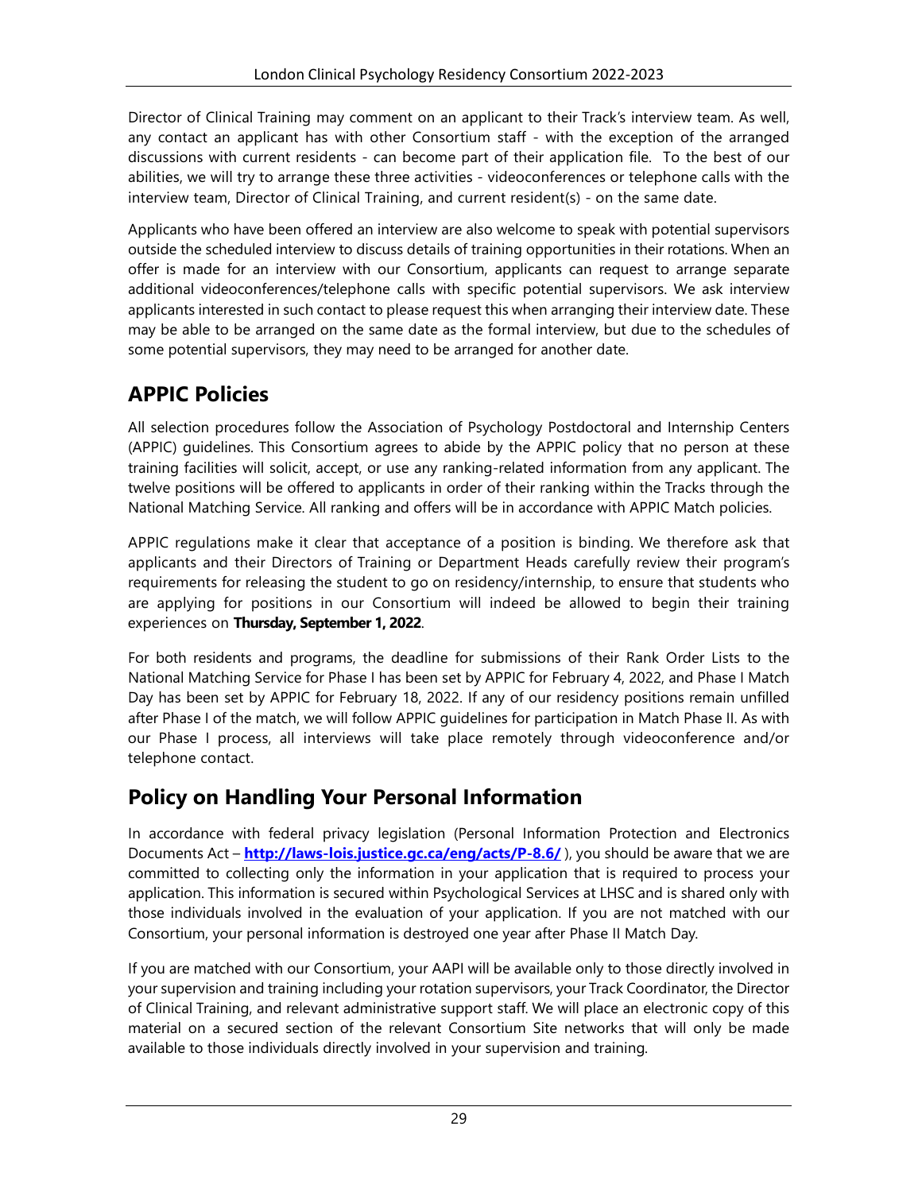Director of Clinical Training may comment on an applicant to their Track's interview team. As well, any contact an applicant has with other Consortium staff - with the exception of the arranged discussions with current residents - can become part of their application file. To the best of our abilities, we will try to arrange these three activities - videoconferences or telephone calls with the interview team, Director of Clinical Training, and current resident(s) - on the same date.

Applicants who have been offered an interview are also welcome to speak with potential supervisors outside the scheduled interview to discuss details of training opportunities in their rotations. When an offer is made for an interview with our Consortium, applicants can request to arrange separate additional videoconferences/telephone calls with specific potential supervisors. We ask interview applicants interested in such contact to please request this when arranging their interview date. These may be able to be arranged on the same date as the formal interview, but due to the schedules of some potential supervisors, they may need to be arranged for another date.

## APPIC Policies

All selection procedures follow the Association of Psychology Postdoctoral and Internship Centers (APPIC) guidelines. This Consortium agrees to abide by the APPIC policy that no person at these training facilities will solicit, accept, or use any ranking-related information from any applicant. The twelve positions will be offered to applicants in order of their ranking within the Tracks through the National Matching Service. All ranking and offers will be in accordance with APPIC Match policies.

APPIC regulations make it clear that acceptance of a position is binding. We therefore ask that applicants and their Directors of Training or Department Heads carefully review their program's requirements for releasing the student to go on residency/internship, to ensure that students who are applying for positions in our Consortium will indeed be allowed to begin their training experiences on **Thursday, September 1, 2022**.

For both residents and programs, the deadline for submissions of their Rank Order Lists to the National Matching Service for Phase I has been set by APPIC for February 4, 2022, and Phase I Match Day has been set by APPIC for February 18, 2022. If any of our residency positions remain unfilled after Phase I of the match, we will follow APPIC guidelines for participation in Match Phase II. As with our Phase I process, all interviews will take place remotely through videoconference and/or telephone contact.

## Policy on Handling Your Personal Information

In accordance with federal privacy legislation (Personal Information Protection and Electronics Documents Act – **http://laws-lois.justice.gc.ca/eng/acts/P-8.6/** ), you should be aware that we are committed to collecting only the information in your application that is required to process your application. This information is secured within Psychological Services at LHSC and is shared only with those individuals involved in the evaluation of your application. If you are not matched with our Consortium, your personal information is destroyed one year after Phase II Match Day.

If you are matched with our Consortium, your AAPI will be available only to those directly involved in your supervision and training including your rotation supervisors, your Track Coordinator, the Director of Clinical Training, and relevant administrative support staff. We will place an electronic copy of this material on a secured section of the relevant Consortium Site networks that will only be made available to those individuals directly involved in your supervision and training.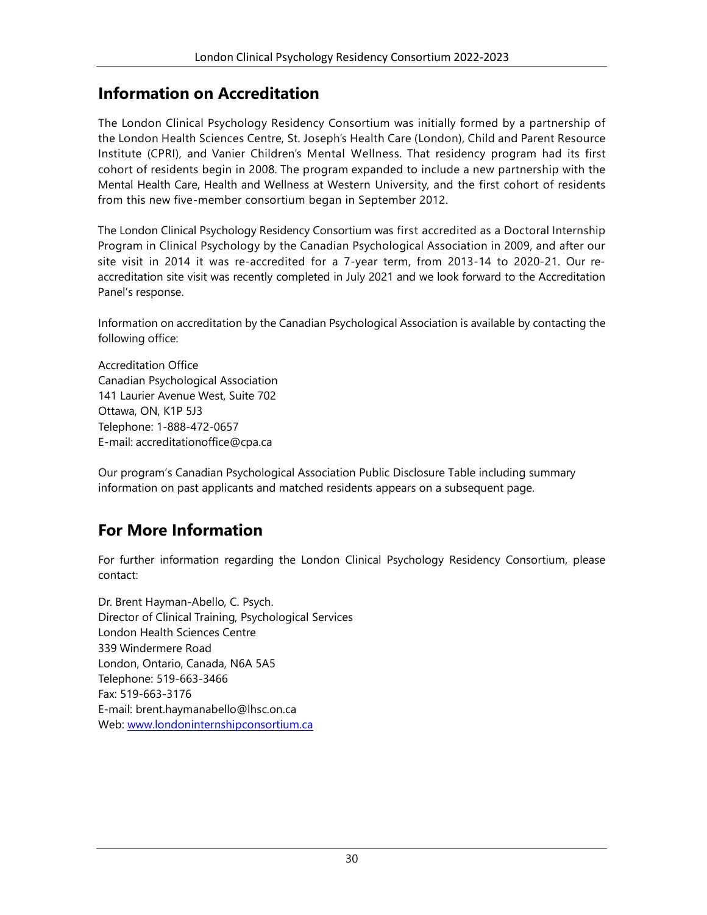## Information on Accreditation

The London Clinical Psychology Residency Consortium was initially formed by a partnership of the London Health Sciences Centre, St. Joseph's Health Care (London), Child and Parent Resource Institute (CPRI), and Vanier Children's Mental Wellness. That residency program had its first cohort of residents begin in 2008. The program expanded to include a new partnership with the Mental Health Care, Health and Wellness at Western University, and the first cohort of residents from this new five-member consortium began in September 2012.

The London Clinical Psychology Residency Consortium was first accredited as a Doctoral Internship Program in Clinical Psychology by the Canadian Psychological Association in 2009, and after our site visit in 2014 it was re-accredited for a 7-year term, from 2013-14 to 2020-21. Our re-accreditation site visit was recently completed in July 2021 and we look forward to the Accreditation Panel's response.

Information on accreditation by the Canadian Psychological Association is available by contacting the following office:

Accreditation Office
Canadian Psychological Association
141 Laurier Avenue West, Suite 702
Ottawa, ON, K1P 5J3
Telephone: 1-888-472-0657
E-mail: accreditationoffice@cpa.ca

Our program's Canadian Psychological Association Public Disclosure Table including summary information on past applicants and matched residents appears on a subsequent page.

## For More Information

For further information regarding the London Clinical Psychology Residency Consortium, please contact:

Dr. Brent Hayman-Abello, C. Psych.
Director of Clinical Training, Psychological Services
London Health Sciences Centre
339 Windermere Road
London, Ontario, Canada, N6A 5A5
Telephone: 519-663-3466
Fax: 519-663-3176
E-mail: brent.haymanabello@lhsc.on.ca
Web: [www.londoninternshipconsortium.ca](http://www.londoninternshipconsortium.ca)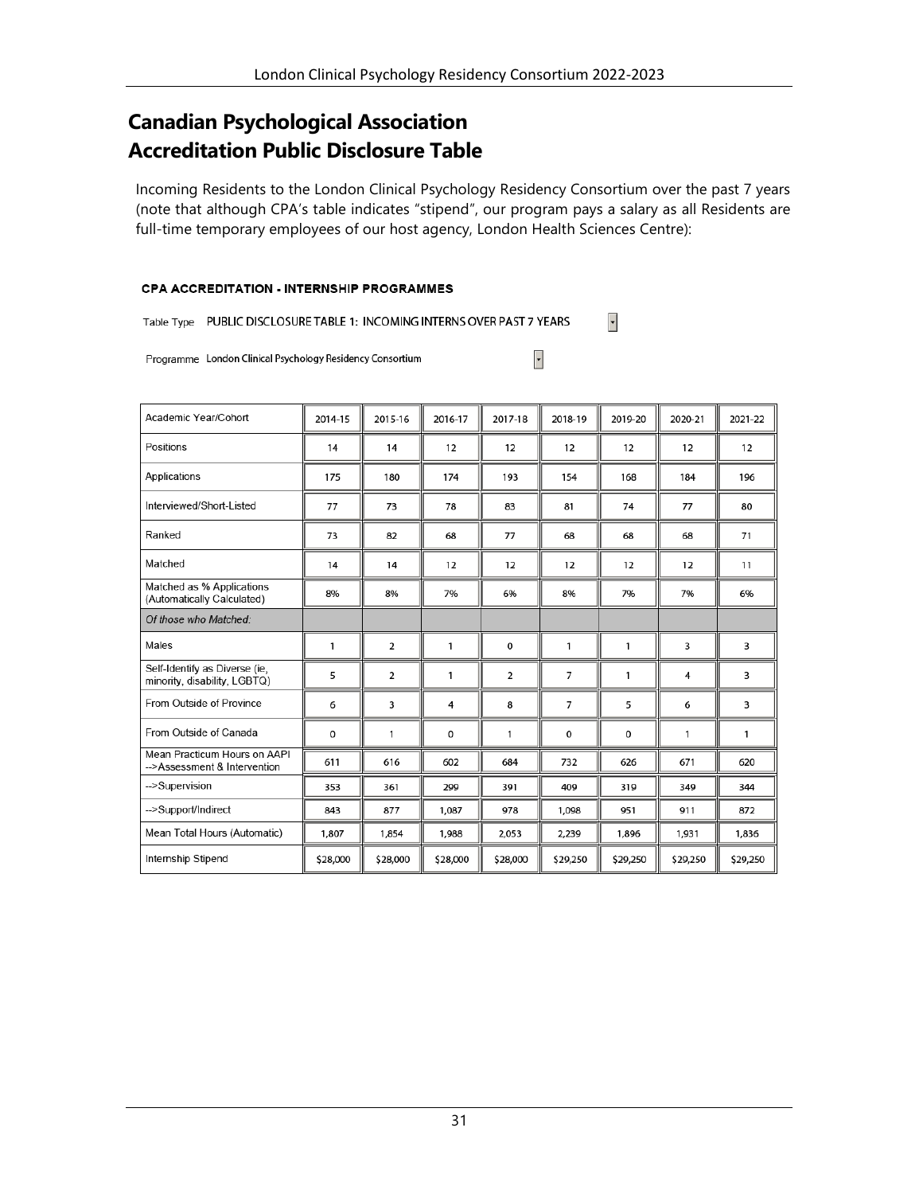# Canadian Psychological Association
# Accreditation Public Disclosure Table

Incoming Residents to the London Clinical Psychology Residency Consortium over the past 7 years (note that although CPA's table indicates "stipend", our program pays a salary as all Residents are full-time temporary employees of our host agency, London Health Sciences Centre):

**CPA ACCREDITATION - INTERNSHIP PROGRAMMES**

Table Type PUBLIC DISCLOSURE TABLE 1: INCOMING INTERNS OVER PAST 7 YEARS

Programme London Clinical Psychology Residency Consortium

| Academic Year/Cohort | 2014-15 | 2015-16 | 2016-17 | 2017-18 | 2018-19 | 2019-20 | 2020-21 | 2021-22 |
|---|---|---|---|---|---|---|---|---|
| Positions | 14 | 14 | 12 | 12 | 12 | 12 | 12 | 12 |
| Applications | 175 | 180 | 174 | 193 | 154 | 168 | 184 | 196 |
| Interviewed/Short-Listed | 77 | 73 | 78 | 83 | 81 | 74 | 77 | 80 |
| Ranked | 73 | 82 | 68 | 77 | 68 | 68 | 68 | 71 |
| Matched | 14 | 14 | 12 | 12 | 12 | 12 | 12 | 11 |
| Matched as % Applications (Automatically Calculated) | 8% | 8% | 7% | 6% | 8% | 7% | 7% | 6% |
| *Of those who Matched:* | | | | | | | | |
| Males | 1 | 2 | 1 | 0 | 1 | 1 | 3 | 3 |
| Self-Identify as Diverse (ie, minority, disability, LGBTQ) | 5 | 2 | 1 | 2 | 7 | 1 | 4 | 3 |
| From Outside of Province | 6 | 3 | 4 | 8 | 7 | 5 | 6 | 3 |
| From Outside of Canada | 0 | 1 | 0 | 1 | 0 | 0 | 1 | 1 |
| Mean Practicum Hours on AAPI -->Assessment & Intervention | 611 | 616 | 602 | 684 | 732 | 626 | 671 | 620 |
| -->Supervision | 353 | 361 | 299 | 391 | 409 | 319 | 349 | 344 |
| -->Support/Indirect | 843 | 877 | 1,087 | 978 | 1,098 | 951 | 911 | 872 |
| Mean Total Hours (Automatic) | 1,807 | 1,854 | 1,988 | 2,053 | 2,239 | 1,896 | 1,931 | 1,836 |
| Internship Stipend | $28,000 | $28,000 | $28,000 | $28,000 | $29,250 | $29,250 | $29,250 | $29,250 |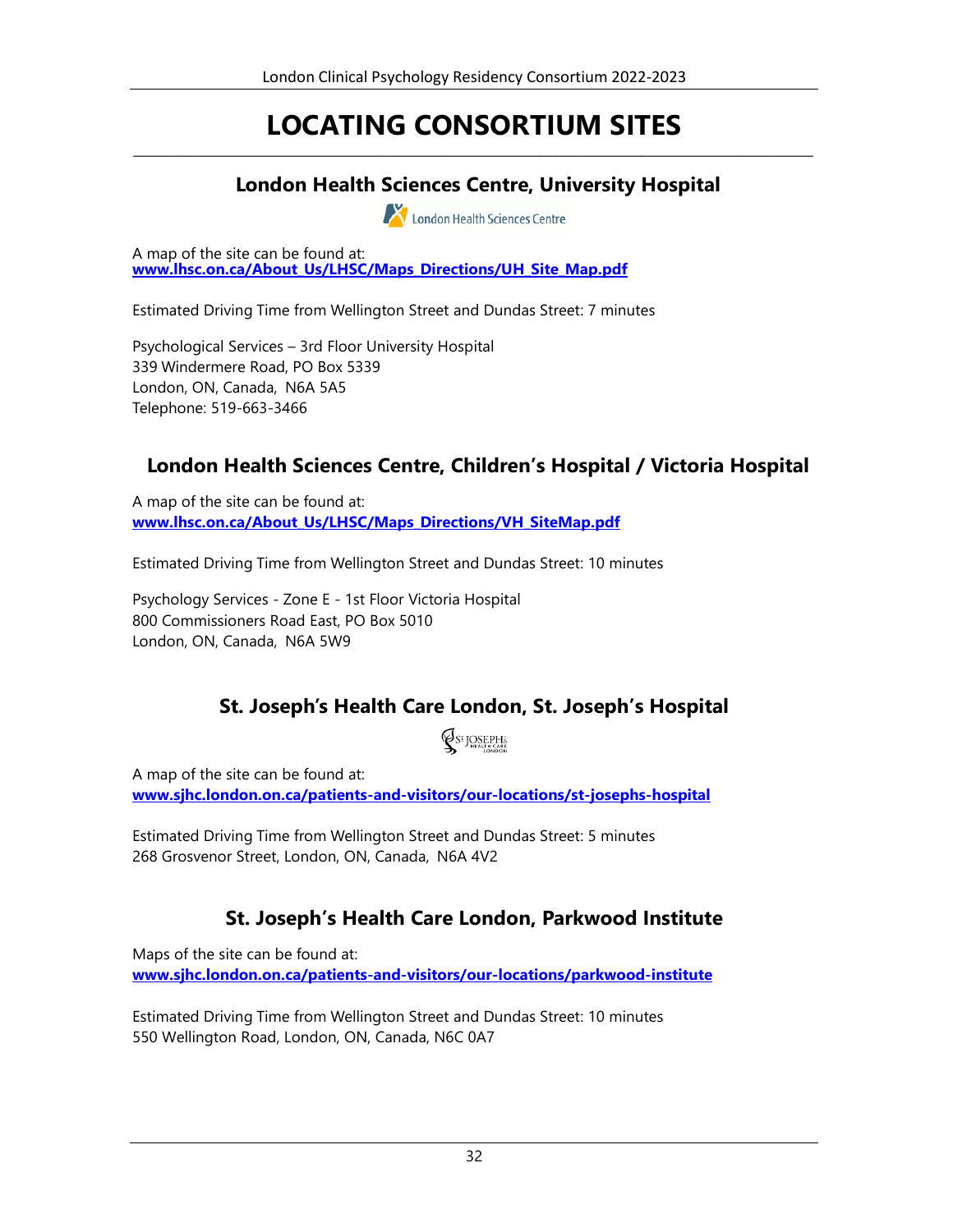# LOCATING CONSORTIUM SITES

## London Health Sciences Centre, University Hospital

A map of the site can be found at:
**www.lhsc.on.ca/About_Us/LHSC/Maps_Directions/UH_Site_Map.pdf**

Estimated Driving Time from Wellington Street and Dundas Street: 7 minutes

Psychological Services – 3rd Floor University Hospital
339 Windermere Road, PO Box 5339
London, ON, Canada, N6A 5A5
Telephone: 519-663-3466

## London Health Sciences Centre, Children's Hospital / Victoria Hospital

A map of the site can be found at:
**www.lhsc.on.ca/About_Us/LHSC/Maps_Directions/VH_SiteMap.pdf**

Estimated Driving Time from Wellington Street and Dundas Street: 10 minutes

Psychology Services - Zone E - 1st Floor Victoria Hospital
800 Commissioners Road East, PO Box 5010
London, ON, Canada, N6A 5W9

## St. Joseph's Health Care London, St. Joseph's Hospital

A map of the site can be found at:
**www.sjhc.london.on.ca/patients-and-visitors/our-locations/st-josephs-hospital**

Estimated Driving Time from Wellington Street and Dundas Street: 5 minutes
268 Grosvenor Street, London, ON, Canada, N6A 4V2

## St. Joseph's Health Care London, Parkwood Institute

Maps of the site can be found at:
**www.sjhc.london.on.ca/patients-and-visitors/our-locations/parkwood-institute**

Estimated Driving Time from Wellington Street and Dundas Street: 10 minutes
550 Wellington Road, London, ON, Canada, N6C 0A7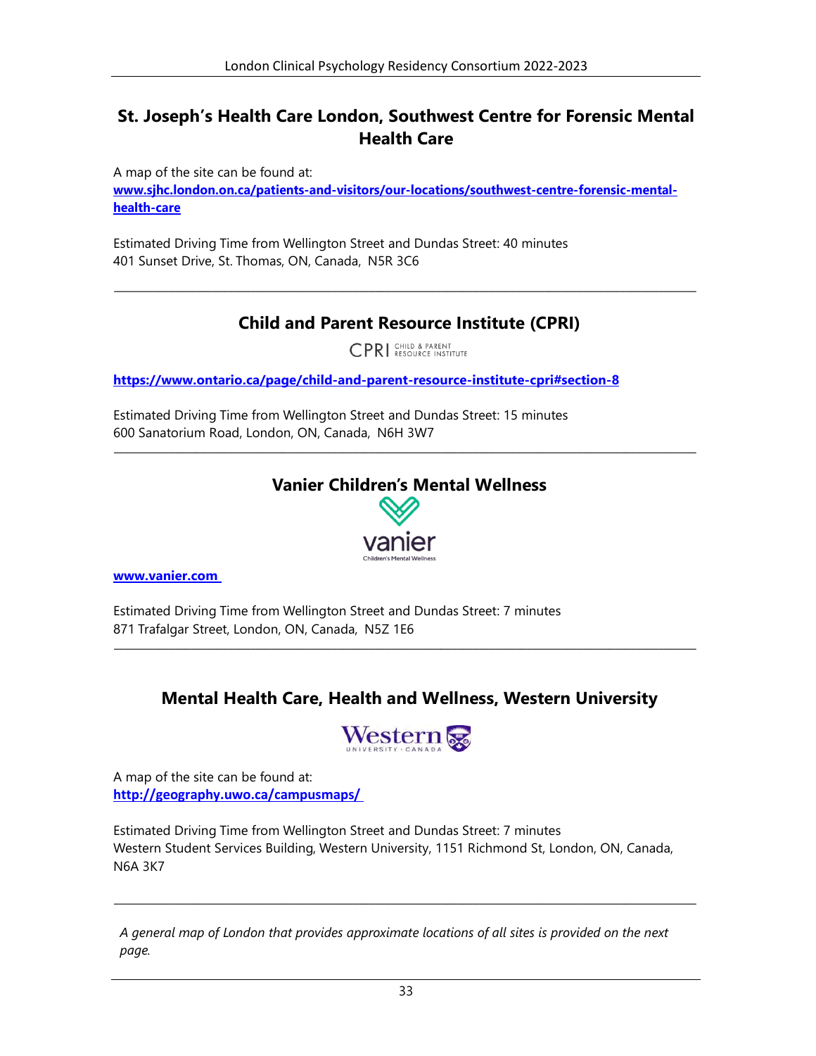## St. Joseph's Health Care London, Southwest Centre for Forensic Mental Health Care

A map of the site can be found at:
**www.sjhc.london.on.ca/patients-and-visitors/our-locations/southwest-centre-forensic-mental-health-care**

Estimated Driving Time from Wellington Street and Dundas Street: 40 minutes
401 Sunset Drive, St. Thomas, ON, Canada, N5R 3C6

---

## Child and Parent Resource Institute (CPRI)

CPRI CHILD & PARENT RESOURCE INSTITUTE

**https://www.ontario.ca/page/child-and-parent-resource-institute-cpri#section-8**

Estimated Driving Time from Wellington Street and Dundas Street: 15 minutes
600 Sanatorium Road, London, ON, Canada, N6H 3W7

---

## Vanier Children's Mental Wellness

vanier
Children's Mental Wellness

**www.vanier.com**

Estimated Driving Time from Wellington Street and Dundas Street: 7 minutes
871 Trafalgar Street, London, ON, Canada, N5Z 1E6

---

## Mental Health Care, Health and Wellness, Western University

Western
UNIVERSITY · CANADA

A map of the site can be found at:
**http://geography.uwo.ca/campusmaps/**

Estimated Driving Time from Wellington Street and Dundas Street: 7 minutes
Western Student Services Building, Western University, 1151 Richmond St, London, ON, Canada, N6A 3K7

---

*A general map of London that provides approximate locations of all sites is provided on the next page.*